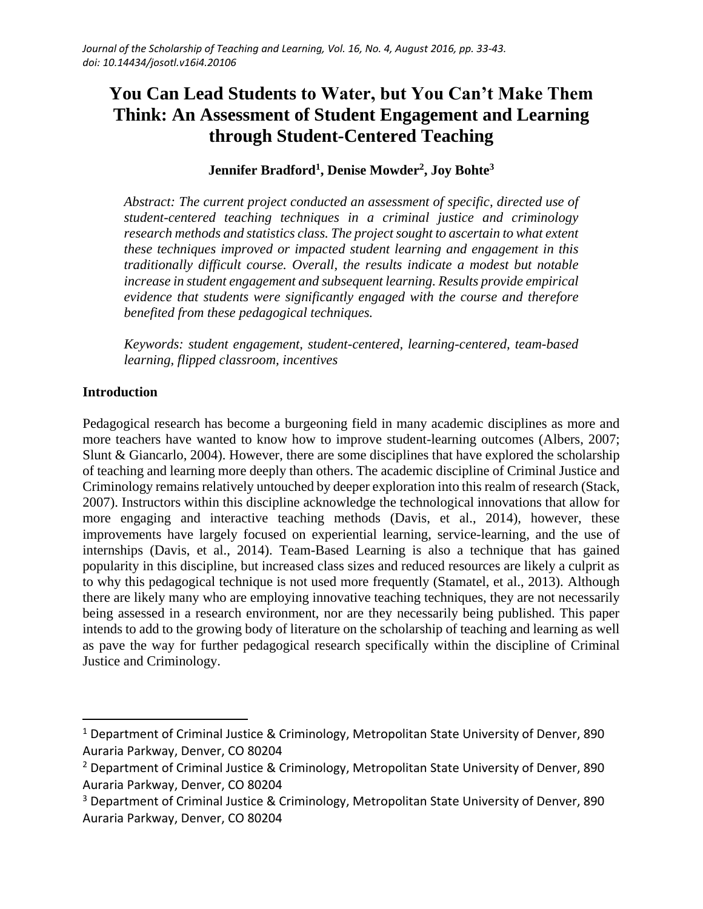# You Can Lead Students to Water, but You Can't Make Them Think: An Assessment of Student Engagement and Learning through Student-Centered Teaching

**Jennifer Bradford[1], Denise Mowder[2], Joy Bohte[3]**

*Abstract: The current project conducted an assessment of specific, directed use of student-centered teaching techniques in a criminal justice and criminology research methods and statistics class. The project sought to ascertain to what extent these techniques improved or impacted student learning and engagement in this traditionally difficult course. Overall, the results indicate a modest but notable increase in student engagement and subsequent learning. Results provide empirical evidence that students were significantly engaged with the course and therefore benefited from these pedagogical techniques.*

*Keywords: student engagement, student-centered, learning-centered, team-based learning, flipped classroom, incentives*

## Introduction

Pedagogical research has become a burgeoning field in many academic disciplines as more and more teachers have wanted to know how to improve student-learning outcomes (Albers, 2007; Slunt & Giancarlo, 2004). However, there are some disciplines that have explored the scholarship of teaching and learning more deeply than others. The academic discipline of Criminal Justice and Criminology remains relatively untouched by deeper exploration into this realm of research (Stack, 2007). Instructors within this discipline acknowledge the technological innovations that allow for more engaging and interactive teaching methods (Davis, et al., 2014), however, these improvements have largely focused on experiential learning, service-learning, and the use of internships (Davis, et al., 2014). Team-Based Learning is also a technique that has gained popularity in this discipline, but increased class sizes and reduced resources are likely a culprit as to why this pedagogical technique is not used more frequently (Stamatel, et al., 2013). Although there are likely many who are employing innovative teaching techniques, they are not necessarily being assessed in a research environment, nor are they necessarily being published. This paper intends to add to the growing body of literature on the scholarship of teaching and learning as well as pave the way for further pedagogical research specifically within the discipline of Criminal Justice and Criminology.

---

[1] Department of Criminal Justice & Criminology, Metropolitan State University of Denver, 890 Auraria Parkway, Denver, CO 80204

[2] Department of Criminal Justice & Criminology, Metropolitan State University of Denver, 890 Auraria Parkway, Denver, CO 80204

[3] Department of Criminal Justice & Criminology, Metropolitan State University of Denver, 890 Auraria Parkway, Denver, CO 80204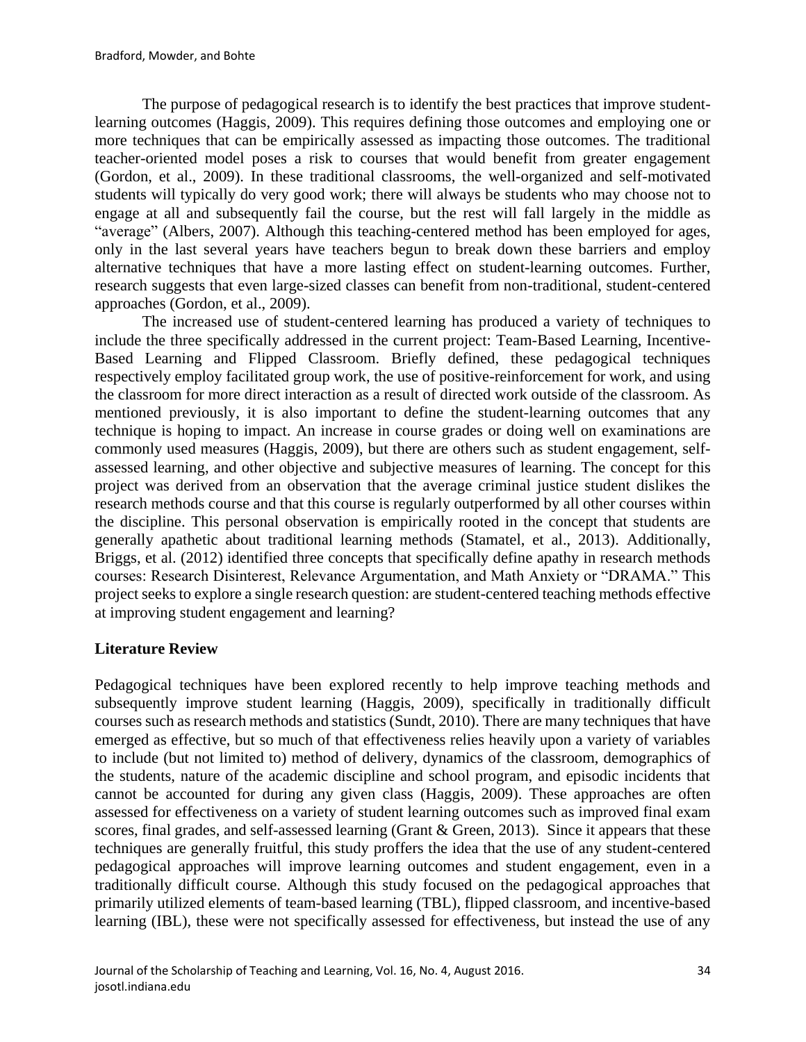The purpose of pedagogical research is to identify the best practices that improve student-learning outcomes (Haggis, 2009). This requires defining those outcomes and employing one or more techniques that can be empirically assessed as impacting those outcomes. The traditional teacher-oriented model poses a risk to courses that would benefit from greater engagement (Gordon, et al., 2009). In these traditional classrooms, the well-organized and self-motivated students will typically do very good work; there will always be students who may choose not to engage at all and subsequently fail the course, but the rest will fall largely in the middle as "average" (Albers, 2007). Although this teaching-centered method has been employed for ages, only in the last several years have teachers begun to break down these barriers and employ alternative techniques that have a more lasting effect on student-learning outcomes. Further, research suggests that even large-sized classes can benefit from non-traditional, student-centered approaches (Gordon, et al., 2009).

The increased use of student-centered learning has produced a variety of techniques to include the three specifically addressed in the current project: Team-Based Learning, Incentive-Based Learning and Flipped Classroom. Briefly defined, these pedagogical techniques respectively employ facilitated group work, the use of positive-reinforcement for work, and using the classroom for more direct interaction as a result of directed work outside of the classroom. As mentioned previously, it is also important to define the student-learning outcomes that any technique is hoping to impact. An increase in course grades or doing well on examinations are commonly used measures (Haggis, 2009), but there are others such as student engagement, self-assessed learning, and other objective and subjective measures of learning. The concept for this project was derived from an observation that the average criminal justice student dislikes the research methods course and that this course is regularly outperformed by all other courses within the discipline. This personal observation is empirically rooted in the concept that students are generally apathetic about traditional learning methods (Stamatel, et al., 2013). Additionally, Briggs, et al. (2012) identified three concepts that specifically define apathy in research methods courses: Research Disinterest, Relevance Argumentation, and Math Anxiety or "DRAMA." This project seeks to explore a single research question: are student-centered teaching methods effective at improving student engagement and learning?

## Literature Review

Pedagogical techniques have been explored recently to help improve teaching methods and subsequently improve student learning (Haggis, 2009), specifically in traditionally difficult courses such as research methods and statistics (Sundt, 2010). There are many techniques that have emerged as effective, but so much of that effectiveness relies heavily upon a variety of variables to include (but not limited to) method of delivery, dynamics of the classroom, demographics of the students, nature of the academic discipline and school program, and episodic incidents that cannot be accounted for during any given class (Haggis, 2009). These approaches are often assessed for effectiveness on a variety of student learning outcomes such as improved final exam scores, final grades, and self-assessed learning (Grant & Green, 2013). Since it appears that these techniques are generally fruitful, this study proffers the idea that the use of any student-centered pedagogical approaches will improve learning outcomes and student engagement, even in a traditionally difficult course. Although this study focused on the pedagogical approaches that primarily utilized elements of team-based learning (TBL), flipped classroom, and incentive-based learning (IBL), these were not specifically assessed for effectiveness, but instead the use of any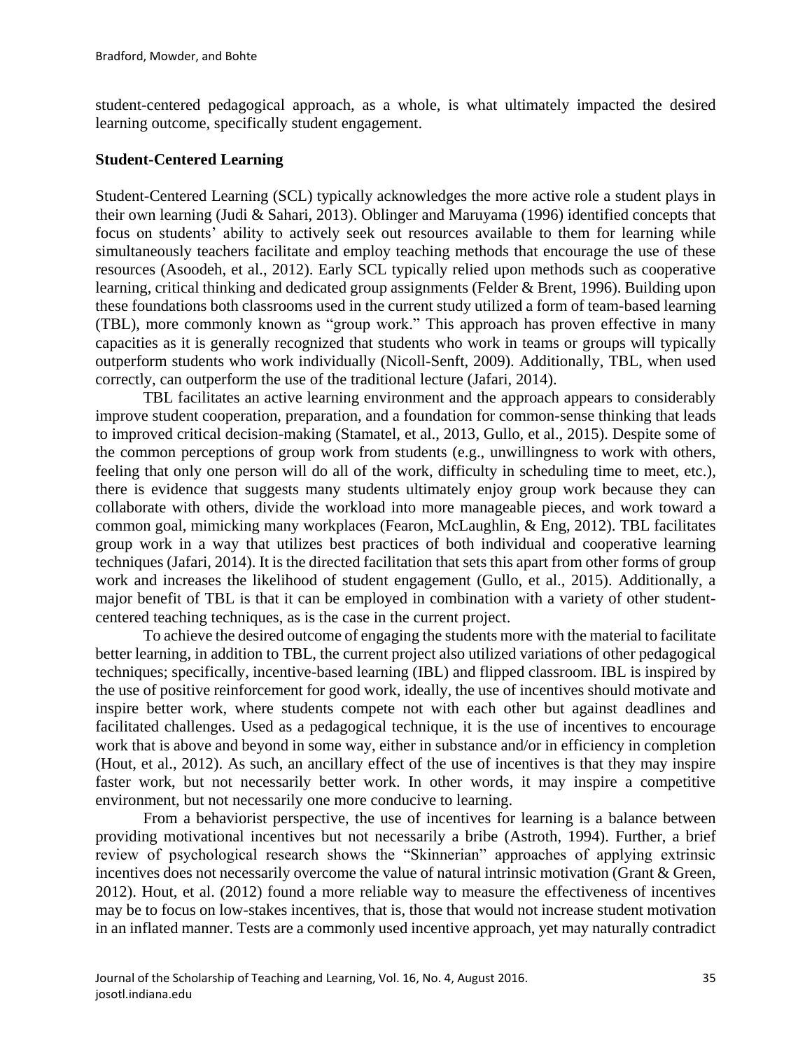student-centered pedagogical approach, as a whole, is what ultimately impacted the desired learning outcome, specifically student engagement.

## Student-Centered Learning

Student-Centered Learning (SCL) typically acknowledges the more active role a student plays in their own learning (Judi & Sahari, 2013). Oblinger and Maruyama (1996) identified concepts that focus on students' ability to actively seek out resources available to them for learning while simultaneously teachers facilitate and employ teaching methods that encourage the use of these resources (Asoodeh, et al., 2012). Early SCL typically relied upon methods such as cooperative learning, critical thinking and dedicated group assignments (Felder & Brent, 1996). Building upon these foundations both classrooms used in the current study utilized a form of team-based learning (TBL), more commonly known as "group work." This approach has proven effective in many capacities as it is generally recognized that students who work in teams or groups will typically outperform students who work individually (Nicoll-Senft, 2009). Additionally, TBL, when used correctly, can outperform the use of the traditional lecture (Jafari, 2014).

TBL facilitates an active learning environment and the approach appears to considerably improve student cooperation, preparation, and a foundation for common-sense thinking that leads to improved critical decision-making (Stamatel, et al., 2013, Gullo, et al., 2015). Despite some of the common perceptions of group work from students (e.g., unwillingness to work with others, feeling that only one person will do all of the work, difficulty in scheduling time to meet, etc.), there is evidence that suggests many students ultimately enjoy group work because they can collaborate with others, divide the workload into more manageable pieces, and work toward a common goal, mimicking many workplaces (Fearon, McLaughlin, & Eng, 2012). TBL facilitates group work in a way that utilizes best practices of both individual and cooperative learning techniques (Jafari, 2014). It is the directed facilitation that sets this apart from other forms of group work and increases the likelihood of student engagement (Gullo, et al., 2015). Additionally, a major benefit of TBL is that it can be employed in combination with a variety of other student-centered teaching techniques, as is the case in the current project.

To achieve the desired outcome of engaging the students more with the material to facilitate better learning, in addition to TBL, the current project also utilized variations of other pedagogical techniques; specifically, incentive-based learning (IBL) and flipped classroom. IBL is inspired by the use of positive reinforcement for good work, ideally, the use of incentives should motivate and inspire better work, where students compete not with each other but against deadlines and facilitated challenges. Used as a pedagogical technique, it is the use of incentives to encourage work that is above and beyond in some way, either in substance and/or in efficiency in completion (Hout, et al., 2012). As such, an ancillary effect of the use of incentives is that they may inspire faster work, but not necessarily better work. In other words, it may inspire a competitive environment, but not necessarily one more conducive to learning.

From a behaviorist perspective, the use of incentives for learning is a balance between providing motivational incentives but not necessarily a bribe (Astroth, 1994). Further, a brief review of psychological research shows the "Skinnerian" approaches of applying extrinsic incentives does not necessarily overcome the value of natural intrinsic motivation (Grant & Green, 2012). Hout, et al. (2012) found a more reliable way to measure the effectiveness of incentives may be to focus on low-stakes incentives, that is, those that would not increase student motivation in an inflated manner. Tests are a commonly used incentive approach, yet may naturally contradict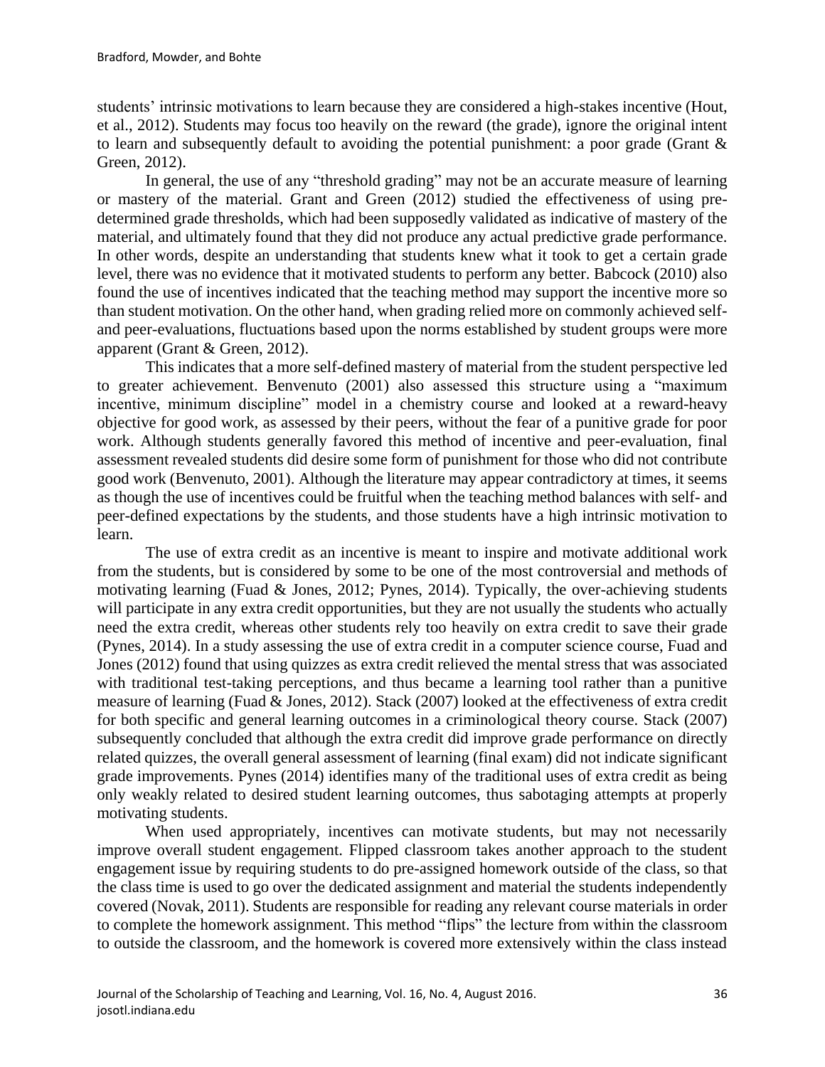students' intrinsic motivations to learn because they are considered a high-stakes incentive (Hout, et al., 2012). Students may focus too heavily on the reward (the grade), ignore the original intent to learn and subsequently default to avoiding the potential punishment: a poor grade (Grant & Green, 2012).

In general, the use of any "threshold grading" may not be an accurate measure of learning or mastery of the material. Grant and Green (2012) studied the effectiveness of using pre-determined grade thresholds, which had been supposedly validated as indicative of mastery of the material, and ultimately found that they did not produce any actual predictive grade performance. In other words, despite an understanding that students knew what it took to get a certain grade level, there was no evidence that it motivated students to perform any better. Babcock (2010) also found the use of incentives indicated that the teaching method may support the incentive more so than student motivation. On the other hand, when grading relied more on commonly achieved self- and peer-evaluations, fluctuations based upon the norms established by student groups were more apparent (Grant & Green, 2012).

This indicates that a more self-defined mastery of material from the student perspective led to greater achievement. Benvenuto (2001) also assessed this structure using a "maximum incentive, minimum discipline" model in a chemistry course and looked at a reward-heavy objective for good work, as assessed by their peers, without the fear of a punitive grade for poor work. Although students generally favored this method of incentive and peer-evaluation, final assessment revealed students did desire some form of punishment for those who did not contribute good work (Benvenuto, 2001). Although the literature may appear contradictory at times, it seems as though the use of incentives could be fruitful when the teaching method balances with self- and peer-defined expectations by the students, and those students have a high intrinsic motivation to learn.

The use of extra credit as an incentive is meant to inspire and motivate additional work from the students, but is considered by some to be one of the most controversial and methods of motivating learning (Fuad & Jones, 2012; Pynes, 2014). Typically, the over-achieving students will participate in any extra credit opportunities, but they are not usually the students who actually need the extra credit, whereas other students rely too heavily on extra credit to save their grade (Pynes, 2014). In a study assessing the use of extra credit in a computer science course, Fuad and Jones (2012) found that using quizzes as extra credit relieved the mental stress that was associated with traditional test-taking perceptions, and thus became a learning tool rather than a punitive measure of learning (Fuad & Jones, 2012). Stack (2007) looked at the effectiveness of extra credit for both specific and general learning outcomes in a criminological theory course. Stack (2007) subsequently concluded that although the extra credit did improve grade performance on directly related quizzes, the overall general assessment of learning (final exam) did not indicate significant grade improvements. Pynes (2014) identifies many of the traditional uses of extra credit as being only weakly related to desired student learning outcomes, thus sabotaging attempts at properly motivating students.

When used appropriately, incentives can motivate students, but may not necessarily improve overall student engagement. Flipped classroom takes another approach to the student engagement issue by requiring students to do pre-assigned homework outside of the class, so that the class time is used to go over the dedicated assignment and material the students independently covered (Novak, 2011). Students are responsible for reading any relevant course materials in order to complete the homework assignment. This method "flips" the lecture from within the classroom to outside the classroom, and the homework is covered more extensively within the class instead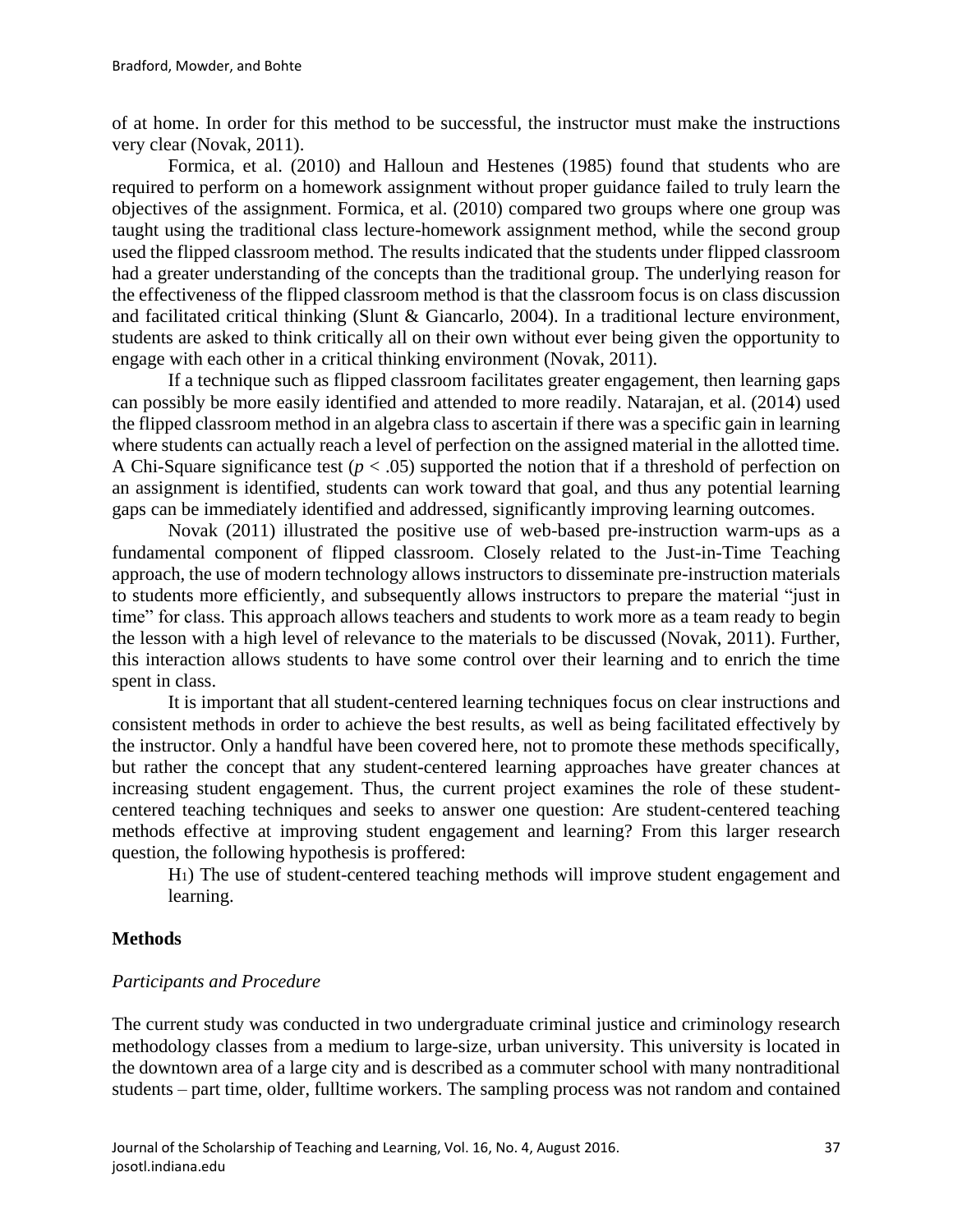of at home. In order for this method to be successful, the instructor must make the instructions very clear (Novak, 2011).

Formica, et al. (2010) and Halloun and Hestenes (1985) found that students who are required to perform on a homework assignment without proper guidance failed to truly learn the objectives of the assignment. Formica, et al. (2010) compared two groups where one group was taught using the traditional class lecture-homework assignment method, while the second group used the flipped classroom method. The results indicated that the students under flipped classroom had a greater understanding of the concepts than the traditional group. The underlying reason for the effectiveness of the flipped classroom method is that the classroom focus is on class discussion and facilitated critical thinking (Slunt & Giancarlo, 2004). In a traditional lecture environment, students are asked to think critically all on their own without ever being given the opportunity to engage with each other in a critical thinking environment (Novak, 2011).

If a technique such as flipped classroom facilitates greater engagement, then learning gaps can possibly be more easily identified and attended to more readily. Natarajan, et al. (2014) used the flipped classroom method in an algebra class to ascertain if there was a specific gain in learning where students can actually reach a level of perfection on the assigned material in the allotted time. A Chi-Square significance test ($p < .05$) supported the notion that if a threshold of perfection on an assignment is identified, students can work toward that goal, and thus any potential learning gaps can be immediately identified and addressed, significantly improving learning outcomes.

Novak (2011) illustrated the positive use of web-based pre-instruction warm-ups as a fundamental component of flipped classroom. Closely related to the Just-in-Time Teaching approach, the use of modern technology allows instructors to disseminate pre-instruction materials to students more efficiently, and subsequently allows instructors to prepare the material "just in time" for class. This approach allows teachers and students to work more as a team ready to begin the lesson with a high level of relevance to the materials to be discussed (Novak, 2011). Further, this interaction allows students to have some control over their learning and to enrich the time spent in class.

It is important that all student-centered learning techniques focus on clear instructions and consistent methods in order to achieve the best results, as well as being facilitated effectively by the instructor. Only a handful have been covered here, not to promote these methods specifically, but rather the concept that any student-centered learning approaches have greater chances at increasing student engagement. Thus, the current project examines the role of these student-centered teaching techniques and seeks to answer one question: Are student-centered teaching methods effective at improving student engagement and learning? From this larger research question, the following hypothesis is proffered:

$H_1$) The use of student-centered teaching methods will improve student engagement and learning.

## Methods

### *Participants and Procedure*

The current study was conducted in two undergraduate criminal justice and criminology research methodology classes from a medium to large-size, urban university. This university is located in the downtown area of a large city and is described as a commuter school with many nontraditional students – part time, older, fulltime workers. The sampling process was not random and contained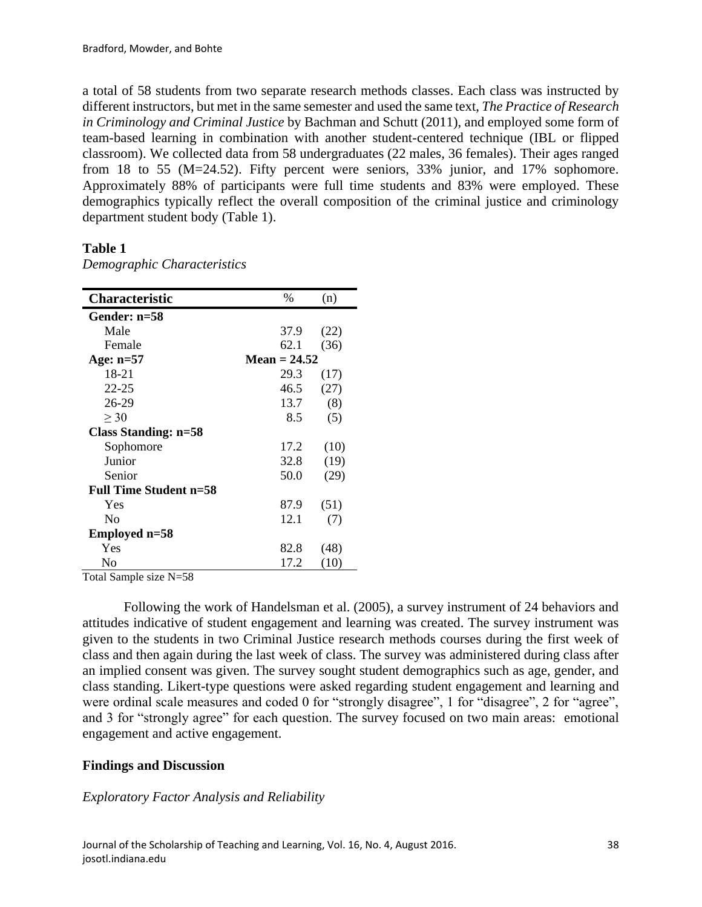a total of 58 students from two separate research methods classes. Each class was instructed by different instructors, but met in the same semester and used the same text, *The Practice of Research in Criminology and Criminal Justice* by Bachman and Schutt (2011), and employed some form of team-based learning in combination with another student-centered technique (IBL or flipped classroom). We collected data from 58 undergraduates (22 males, 36 females). Their ages ranged from 18 to 55 (M=24.52). Fifty percent were seniors, 33% junior, and 17% sophomore. Approximately 88% of participants were full time students and 83% were employed. These demographics typically reflect the overall composition of the criminal justice and criminology department student body (Table 1).

**Table 1**

*Demographic Characteristics*

| Characteristic | % | (n) |
|---|---|---|
| **Gender: n=58** | | |
| Male | 37.9 | (22) |
| Female | 62.1 | (36) |
| **Age: n=57** | **Mean = 24.52** | |
| 18-21 | 29.3 | (17) |
| 22-25 | 46.5 | (27) |
| 26-29 | 13.7 | (8) |
| ≥ 30 | 8.5 | (5) |
| **Class Standing: n=58** | | |
| Sophomore | 17.2 | (10) |
| Junior | 32.8 | (19) |
| Senior | 50.0 | (29) |
| **Full Time Student n=58** | | |
| Yes | 87.9 | (51) |
| No | 12.1 | (7) |
| **Employed n=58** | | |
| Yes | 82.8 | (48) |
| No | 17.2 | (10) |

Total Sample size N=58

Following the work of Handelsman et al. (2005), a survey instrument of 24 behaviors and attitudes indicative of student engagement and learning was created. The survey instrument was given to the students in two Criminal Justice research methods courses during the first week of class and then again during the last week of class. The survey was administered during class after an implied consent was given. The survey sought student demographics such as age, gender, and class standing. Likert-type questions were asked regarding student engagement and learning and were ordinal scale measures and coded 0 for "strongly disagree", 1 for "disagree", 2 for "agree", and 3 for "strongly agree" for each question. The survey focused on two main areas: emotional engagement and active engagement.

## Findings and Discussion

### *Exploratory Factor Analysis and Reliability*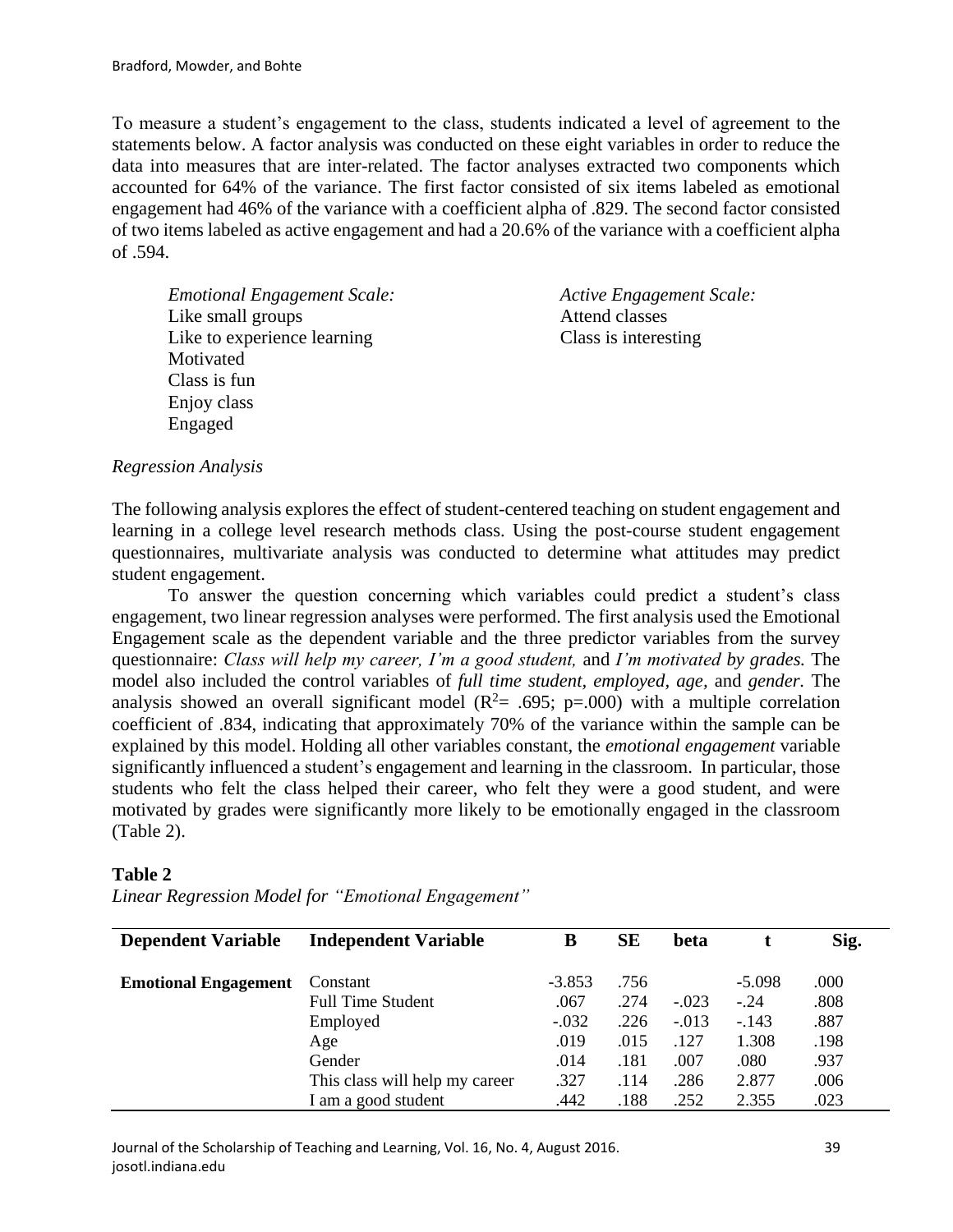To measure a student's engagement to the class, students indicated a level of agreement to the statements below. A factor analysis was conducted on these eight variables in order to reduce the data into measures that are inter-related. The factor analyses extracted two components which accounted for 64% of the variance. The first factor consisted of six items labeled as emotional engagement had 46% of the variance with a coefficient alpha of .829. The second factor consisted of two items labeled as active engagement and had a 20.6% of the variance with a coefficient alpha of .594.

*Emotional Engagement Scale:*
Like small groups
Like to experience learning
Motivated
Class is fun
Enjoy class
Engaged

*Active Engagement Scale:*
Attend classes
Class is interesting

*Regression Analysis*

The following analysis explores the effect of student-centered teaching on student engagement and learning in a college level research methods class. Using the post-course student engagement questionnaires, multivariate analysis was conducted to determine what attitudes may predict student engagement.

To answer the question concerning which variables could predict a student's class engagement, two linear regression analyses were performed. The first analysis used the Emotional Engagement scale as the dependent variable and the three predictor variables from the survey questionnaire: *Class will help my career, I'm a good student,* and *I'm motivated by grades.* The model also included the control variables of *full time student, employed, age,* and *gender.* The analysis showed an overall significant model ($R^2$= .695; p=.000) with a multiple correlation coefficient of .834, indicating that approximately 70% of the variance within the sample can be explained by this model. Holding all other variables constant, the *emotional engagement* variable significantly influenced a student's engagement and learning in the classroom. In particular, those students who felt the class helped their career, who felt they were a good student, and were motivated by grades were significantly more likely to be emotionally engaged in the classroom (Table 2).

**Table 2**
*Linear Regression Model for "Emotional Engagement"*

| Dependent Variable | Independent Variable | B | SE | beta | t | Sig. |
|---|---|---|---|---|---|---|
| **Emotional Engagement** | Constant | -3.853 | .756 | | -5.098 | .000 |
| | Full Time Student | .067 | .274 | -.023 | -.24 | .808 |
| | Employed | -.032 | .226 | -.013 | -.143 | .887 |
| | Age | .019 | .015 | .127 | 1.308 | .198 |
| | Gender | .014 | .181 | .007 | .080 | .937 |
| | This class will help my career | .327 | .114 | .286 | 2.877 | .006 |
| | I am a good student | .442 | .188 | .252 | 2.355 | .023 |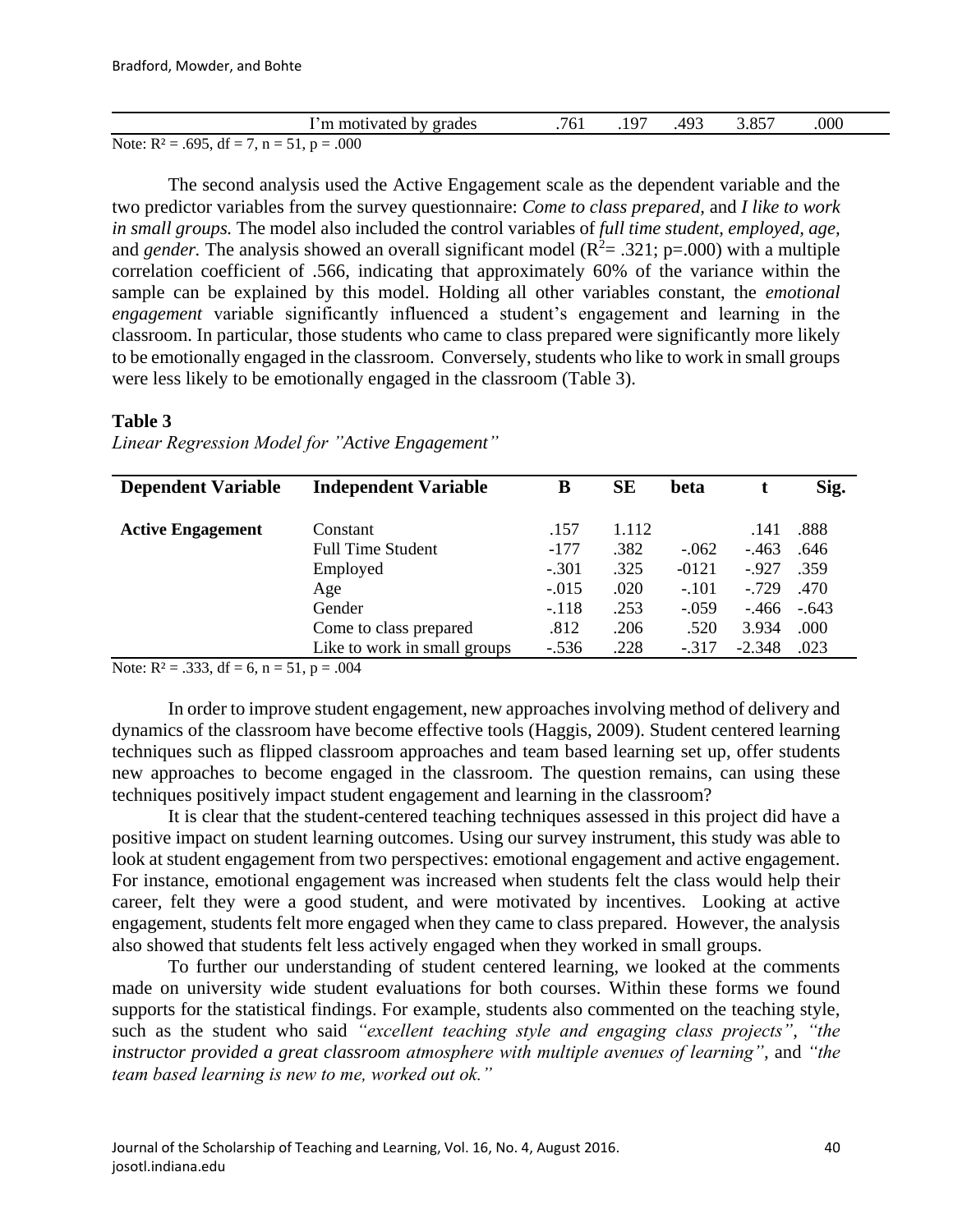| | I'm motivated by grades | .761 | .197 | .493 | 3.857 | .000 |
|---|---|---|---|---|---|---|

Note: $R^2$ = .695, df = 7, n = 51, p = .000

The second analysis used the Active Engagement scale as the dependent variable and the two predictor variables from the survey questionnaire: *Come to class prepared,* and *I like to work in small groups.* The model also included the control variables of *full time student, employed, age,* and *gender.* The analysis showed an overall significant model ($R^2$= .321; p=.000) with a multiple correlation coefficient of .566, indicating that approximately 60% of the variance within the sample can be explained by this model. Holding all other variables constant, the *emotional engagement* variable significantly influenced a student's engagement and learning in the classroom. In particular, those students who came to class prepared were significantly more likely to be emotionally engaged in the classroom. Conversely, students who like to work in small groups were less likely to be emotionally engaged in the classroom (Table 3).

**Table 3**

*Linear Regression Model for "Active Engagement"*

| Dependent Variable | Independent Variable | B | SE | beta | t | Sig. |
|---|---|---|---|---|---|---|
| **Active Engagement** | Constant | .157 | 1.112 | | .141 | .888 |
| | Full Time Student | -177 | .382 | -.062 | -.463 | .646 |
| | Employed | -.301 | .325 | -0121 | -.927 | .359 |
| | Age | -.015 | .020 | -.101 | -.729 | .470 |
| | Gender | -.118 | .253 | -.059 | -.466 | -.643 |
| | Come to class prepared | .812 | .206 | .520 | 3.934 | .000 |
| | Like to work in small groups | -.536 | .228 | -.317 | -2.348 | .023 |

Note: $R^2$ = .333, df = 6, n = 51, p = .004

In order to improve student engagement, new approaches involving method of delivery and dynamics of the classroom have become effective tools (Haggis, 2009). Student centered learning techniques such as flipped classroom approaches and team based learning set up, offer students new approaches to become engaged in the classroom. The question remains, can using these techniques positively impact student engagement and learning in the classroom?

It is clear that the student-centered teaching techniques assessed in this project did have a positive impact on student learning outcomes. Using our survey instrument, this study was able to look at student engagement from two perspectives: emotional engagement and active engagement. For instance, emotional engagement was increased when students felt the class would help their career, felt they were a good student, and were motivated by incentives. Looking at active engagement, students felt more engaged when they came to class prepared. However, the analysis also showed that students felt less actively engaged when they worked in small groups.

To further our understanding of student centered learning, we looked at the comments made on university wide student evaluations for both courses. Within these forms we found supports for the statistical findings. For example, students also commented on the teaching style, such as the student who said *"excellent teaching style and engaging class projects"*, *"the instructor provided a great classroom atmosphere with multiple avenues of learning"*, and *"the team based learning is new to me, worked out ok."*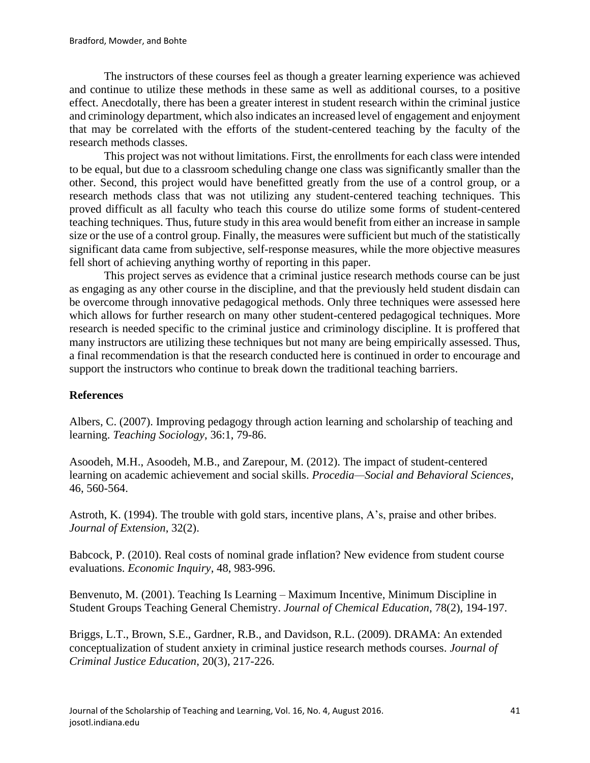The instructors of these courses feel as though a greater learning experience was achieved and continue to utilize these methods in these same as well as additional courses, to a positive effect. Anecdotally, there has been a greater interest in student research within the criminal justice and criminology department, which also indicates an increased level of engagement and enjoyment that may be correlated with the efforts of the student-centered teaching by the faculty of the research methods classes.

This project was not without limitations. First, the enrollments for each class were intended to be equal, but due to a classroom scheduling change one class was significantly smaller than the other. Second, this project would have benefitted greatly from the use of a control group, or a research methods class that was not utilizing any student-centered teaching techniques. This proved difficult as all faculty who teach this course do utilize some forms of student-centered teaching techniques. Thus, future study in this area would benefit from either an increase in sample size or the use of a control group. Finally, the measures were sufficient but much of the statistically significant data came from subjective, self-response measures, while the more objective measures fell short of achieving anything worthy of reporting in this paper.

This project serves as evidence that a criminal justice research methods course can be just as engaging as any other course in the discipline, and that the previously held student disdain can be overcome through innovative pedagogical methods. Only three techniques were assessed here which allows for further research on many other student-centered pedagogical techniques. More research is needed specific to the criminal justice and criminology discipline. It is proffered that many instructors are utilizing these techniques but not many are being empirically assessed. Thus, a final recommendation is that the research conducted here is continued in order to encourage and support the instructors who continue to break down the traditional teaching barriers.

## References

Albers, C. (2007). Improving pedagogy through action learning and scholarship of teaching and learning. *Teaching Sociology*, 36:1, 79-86.

Asoodeh, M.H., Asoodeh, M.B., and Zarepour, M. (2012). The impact of student-centered learning on academic achievement and social skills. *Procedia—Social and Behavioral Sciences*, 46, 560-564.

Astroth, K. (1994). The trouble with gold stars, incentive plans, A's, praise and other bribes. *Journal of Extension*, 32(2).

Babcock, P. (2010). Real costs of nominal grade inflation? New evidence from student course evaluations. *Economic Inquiry*, 48, 983-996.

Benvenuto, M. (2001). Teaching Is Learning – Maximum Incentive, Minimum Discipline in Student Groups Teaching General Chemistry. *Journal of Chemical Education*, 78(2), 194-197.

Briggs, L.T., Brown, S.E., Gardner, R.B., and Davidson, R.L. (2009). DRAMA: An extended conceptualization of student anxiety in criminal justice research methods courses. *Journal of Criminal Justice Education*, 20(3), 217-226.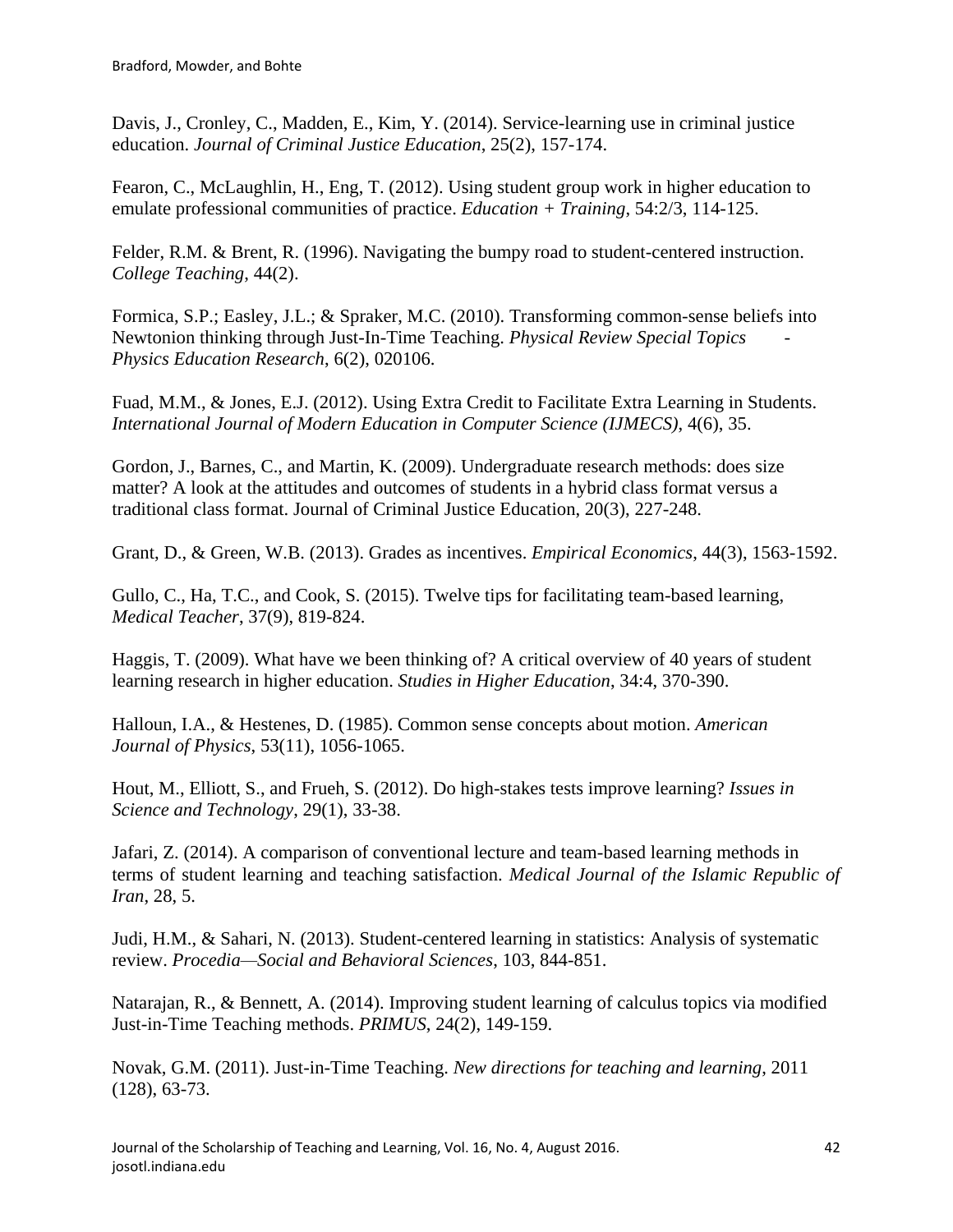Davis, J., Cronley, C., Madden, E., Kim, Y. (2014). Service-learning use in criminal justice education. *Journal of Criminal Justice Education*, 25(2), 157-174.

Fearon, C., McLaughlin, H., Eng, T. (2012). Using student group work in higher education to emulate professional communities of practice. *Education + Training*, 54:2/3, 114-125.

Felder, R.M. & Brent, R. (1996). Navigating the bumpy road to student-centered instruction. *College Teaching*, 44(2).

Formica, S.P.; Easley, J.L.; & Spraker, M.C. (2010). Transforming common-sense beliefs into Newtonion thinking through Just-In-Time Teaching. *Physical Review Special Topics - Physics Education Research*, 6(2), 020106.

Fuad, M.M., & Jones, E.J. (2012). Using Extra Credit to Facilitate Extra Learning in Students. *International Journal of Modern Education in Computer Science (IJMECS)*, 4(6), 35.

Gordon, J., Barnes, C., and Martin, K. (2009). Undergraduate research methods: does size matter? A look at the attitudes and outcomes of students in a hybrid class format versus a traditional class format. Journal of Criminal Justice Education, 20(3), 227-248.

Grant, D., & Green, W.B. (2013). Grades as incentives. *Empirical Economics*, 44(3), 1563-1592.

Gullo, C., Ha, T.C., and Cook, S. (2015). Twelve tips for facilitating team-based learning, *Medical Teacher*, 37(9), 819-824.

Haggis, T. (2009). What have we been thinking of? A critical overview of 40 years of student learning research in higher education. *Studies in Higher Education*, 34:4, 370-390.

Halloun, I.A., & Hestenes, D. (1985). Common sense concepts about motion. *American Journal of Physics*, 53(11), 1056-1065.

Hout, M., Elliott, S., and Frueh, S. (2012). Do high-stakes tests improve learning? *Issues in Science and Technology*, 29(1), 33-38.

Jafari, Z. (2014). A comparison of conventional lecture and team-based learning methods in terms of student learning and teaching satisfaction. *Medical Journal of the Islamic Republic of Iran*, 28, 5.

Judi, H.M., & Sahari, N. (2013). Student-centered learning in statistics: Analysis of systematic review. *Procedia—Social and Behavioral Sciences*, 103, 844-851.

Natarajan, R., & Bennett, A. (2014). Improving student learning of calculus topics via modified Just-in-Time Teaching methods. *PRIMUS*, 24(2), 149-159.

Novak, G.M. (2011). Just-in-Time Teaching. *New directions for teaching and learning*, 2011 (128), 63-73.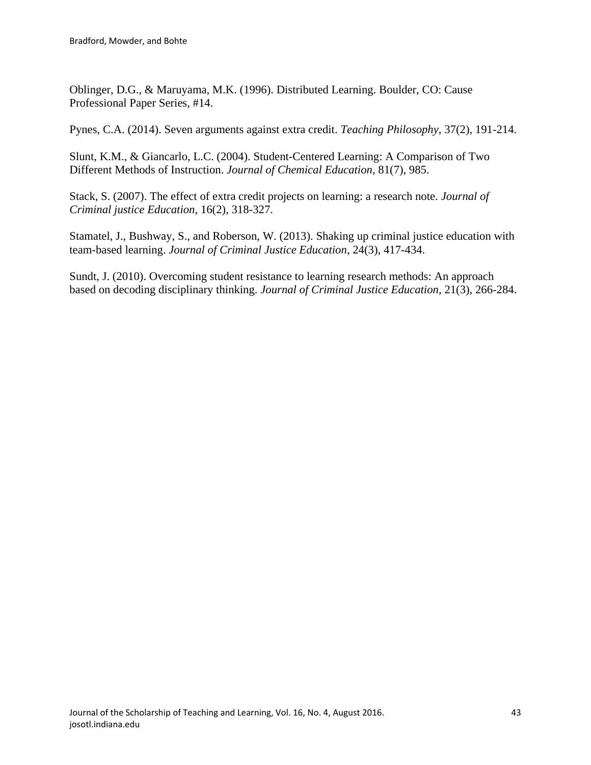Oblinger, D.G., & Maruyama, M.K. (1996). Distributed Learning. Boulder, CO: Cause Professional Paper Series, #14.

Pynes, C.A. (2014). Seven arguments against extra credit. *Teaching Philosophy*, 37(2), 191-214.

Slunt, K.M., & Giancarlo, L.C. (2004). Student-Centered Learning: A Comparison of Two Different Methods of Instruction. *Journal of Chemical Education*, 81(7), 985.

Stack, S. (2007). The effect of extra credit projects on learning: a research note. *Journal of Criminal justice Education*, 16(2), 318-327.

Stamatel, J., Bushway, S., and Roberson, W. (2013). Shaking up criminal justice education with team-based learning. *Journal of Criminal Justice Education*, 24(3), 417-434.

Sundt, J. (2010). Overcoming student resistance to learning research methods: An approach based on decoding disciplinary thinking. *Journal of Criminal Justice Education,* 21(3), 266-284.